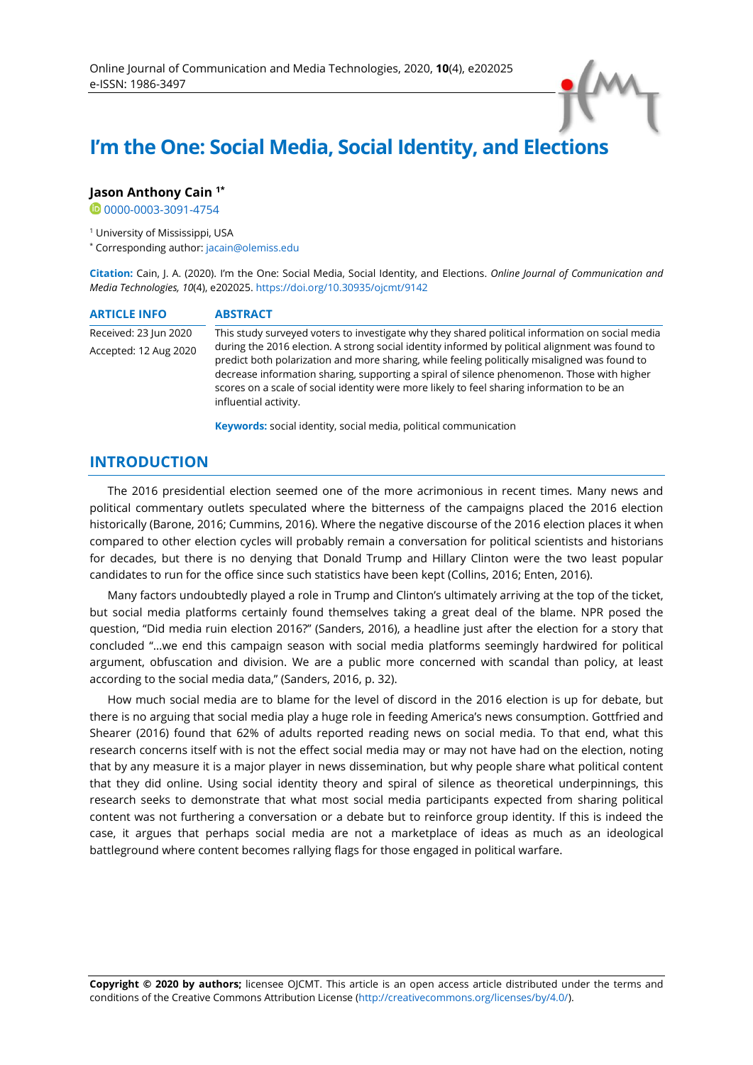# I'm the One: Social Media, Social Identity, and Elections

**Jason Anthony Cain** [1*]

0000-0003-3091-4754

[1] University of Mississippi, USA

[*] Corresponding author: jacain@olemiss.edu

**Citation:** Cain, J. A. (2020). I'm the One: Social Media, Social Identity, and Elections. *Online Journal of Communication and Media Technologies, 10*(4), e202025. https://doi.org/10.30935/ojcmt/9142

**ARTICLE INFO**

Received: 23 Jun 2020

Accepted: 12 Aug 2020

**ABSTRACT**

This study surveyed voters to investigate why they shared political information on social media during the 2016 election. A strong social identity informed by political alignment was found to predict both polarization and more sharing, while feeling politically misaligned was found to decrease information sharing, supporting a spiral of silence phenomenon. Those with higher scores on a scale of social identity were more likely to feel sharing information to be an influential activity.

**Keywords:** social identity, social media, political communication

## INTRODUCTION

The 2016 presidential election seemed one of the more acrimonious in recent times. Many news and political commentary outlets speculated where the bitterness of the campaigns placed the 2016 election historically (Barone, 2016; Cummins, 2016). Where the negative discourse of the 2016 election places it when compared to other election cycles will probably remain a conversation for political scientists and historians for decades, but there is no denying that Donald Trump and Hillary Clinton were the two least popular candidates to run for the office since such statistics have been kept (Collins, 2016; Enten, 2016).

Many factors undoubtedly played a role in Trump and Clinton's ultimately arriving at the top of the ticket, but social media platforms certainly found themselves taking a great deal of the blame. NPR posed the question, "Did media ruin election 2016?" (Sanders, 2016), a headline just after the election for a story that concluded "…we end this campaign season with social media platforms seemingly hardwired for political argument, obfuscation and division. We are a public more concerned with scandal than policy, at least according to the social media data," (Sanders, 2016, p. 32).

How much social media are to blame for the level of discord in the 2016 election is up for debate, but there is no arguing that social media play a huge role in feeding America's news consumption. Gottfried and Shearer (2016) found that 62% of adults reported reading news on social media. To that end, what this research concerns itself with is not the effect social media may or may not have had on the election, noting that by any measure it is a major player in news dissemination, but why people share what political content that they did online. Using social identity theory and spiral of silence as theoretical underpinnings, this research seeks to demonstrate that what most social media participants expected from sharing political content was not furthering a conversation or a debate but to reinforce group identity. If this is indeed the case, it argues that perhaps social media are not a marketplace of ideas as much as an ideological battleground where content becomes rallying flags for those engaged in political warfare.

**Copyright © 2020 by authors;** licensee OJCMT. This article is an open access article distributed under the terms and conditions of the Creative Commons Attribution License (http://creativecommons.org/licenses/by/4.0/).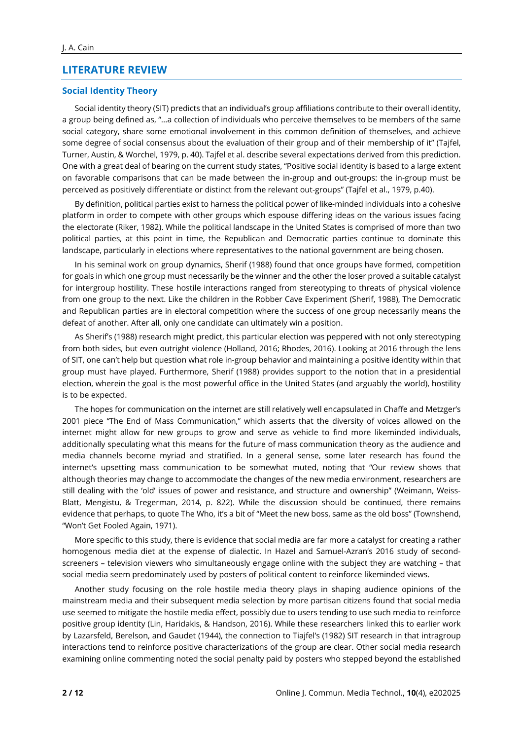## LITERATURE REVIEW

### Social Identity Theory

Social identity theory (SIT) predicts that an individual's group affiliations contribute to their overall identity, a group being defined as, "…a collection of individuals who perceive themselves to be members of the same social category, share some emotional involvement in this common definition of themselves, and achieve some degree of social consensus about the evaluation of their group and of their membership of it" (Tajfel, Turner, Austin, & Worchel, 1979, p. 40). Tajfel et al. describe several expectations derived from this prediction. One with a great deal of bearing on the current study states, "Positive social identity is based to a large extent on favorable comparisons that can be made between the in-group and out-groups: the in-group must be perceived as positively differentiate or distinct from the relevant out-groups" (Tajfel et al., 1979, p.40).

By definition, political parties exist to harness the political power of like-minded individuals into a cohesive platform in order to compete with other groups which espouse differing ideas on the various issues facing the electorate (Riker, 1982). While the political landscape in the United States is comprised of more than two political parties, at this point in time, the Republican and Democratic parties continue to dominate this landscape, particularly in elections where representatives to the national government are being chosen.

In his seminal work on group dynamics, Sherif (1988) found that once groups have formed, competition for goals in which one group must necessarily be the winner and the other the loser proved a suitable catalyst for intergroup hostility. These hostile interactions ranged from stereotyping to threats of physical violence from one group to the next. Like the children in the Robber Cave Experiment (Sherif, 1988), The Democratic and Republican parties are in electoral competition where the success of one group necessarily means the defeat of another. After all, only one candidate can ultimately win a position.

As Sherif's (1988) research might predict, this particular election was peppered with not only stereotyping from both sides, but even outright violence (Holland, 2016; Rhodes, 2016). Looking at 2016 through the lens of SIT, one can't help but question what role in-group behavior and maintaining a positive identity within that group must have played. Furthermore, Sherif (1988) provides support to the notion that in a presidential election, wherein the goal is the most powerful office in the United States (and arguably the world), hostility is to be expected.

The hopes for communication on the internet are still relatively well encapsulated in Chaffe and Metzger's 2001 piece "The End of Mass Communication," which asserts that the diversity of voices allowed on the internet might allow for new groups to grow and serve as vehicle to find more likeminded individuals, additionally speculating what this means for the future of mass communication theory as the audience and media channels become myriad and stratified. In a general sense, some later research has found the internet's upsetting mass communication to be somewhat muted, noting that "Our review shows that although theories may change to accommodate the changes of the new media environment, researchers are still dealing with the 'old' issues of power and resistance, and structure and ownership" (Weimann, Weiss-Blatt, Mengistu, & Tregerman, 2014, p. 822). While the discussion should be continued, there remains evidence that perhaps, to quote The Who, it's a bit of "Meet the new boss, same as the old boss" (Townshend, "Won't Get Fooled Again, 1971).

More specific to this study, there is evidence that social media are far more a catalyst for creating a rather homogenous media diet at the expense of dialectic. In Hazel and Samuel-Azran's 2016 study of second-screeners – television viewers who simultaneously engage online with the subject they are watching – that social media seem predominately used by posters of political content to reinforce likeminded views.

Another study focusing on the role hostile media theory plays in shaping audience opinions of the mainstream media and their subsequent media selection by more partisan citizens found that social media use seemed to mitigate the hostile media effect, possibly due to users tending to use such media to reinforce positive group identity (Lin, Haridakis, & Handson, 2016). While these researchers linked this to earlier work by Lazarsfeld, Berelson, and Gaudet (1944), the connection to Tiajfel's (1982) SIT research in that intragroup interactions tend to reinforce positive characterizations of the group are clear. Other social media research examining online commenting noted the social penalty paid by posters who stepped beyond the established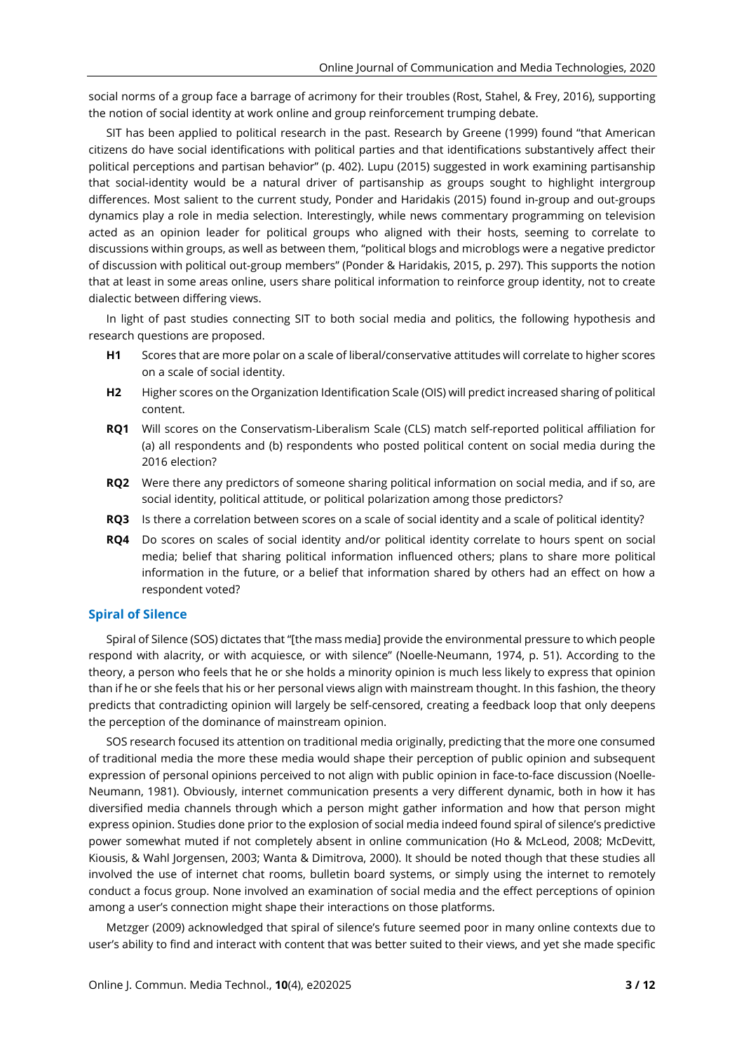social norms of a group face a barrage of acrimony for their troubles (Rost, Stahel, & Frey, 2016), supporting the notion of social identity at work online and group reinforcement trumping debate.

SIT has been applied to political research in the past. Research by Greene (1999) found "that American citizens do have social identifications with political parties and that identifications substantively affect their political perceptions and partisan behavior" (p. 402). Lupu (2015) suggested in work examining partisanship that social-identity would be a natural driver of partisanship as groups sought to highlight intergroup differences. Most salient to the current study, Ponder and Haridakis (2015) found in-group and out-groups dynamics play a role in media selection. Interestingly, while news commentary programming on television acted as an opinion leader for political groups who aligned with their hosts, seeming to correlate to discussions within groups, as well as between them, "political blogs and microblogs were a negative predictor of discussion with political out-group members" (Ponder & Haridakis, 2015, p. 297). This supports the notion that at least in some areas online, users share political information to reinforce group identity, not to create dialectic between differing views.

In light of past studies connecting SIT to both social media and politics, the following hypothesis and research questions are proposed.

- **H1** Scores that are more polar on a scale of liberal/conservative attitudes will correlate to higher scores on a scale of social identity.
- **H2** Higher scores on the Organization Identification Scale (OIS) will predict increased sharing of political content.
- **RQ1** Will scores on the Conservatism-Liberalism Scale (CLS) match self-reported political affiliation for (a) all respondents and (b) respondents who posted political content on social media during the 2016 election?
- **RQ2** Were there any predictors of someone sharing political information on social media, and if so, are social identity, political attitude, or political polarization among those predictors?
- **RQ3** Is there a correlation between scores on a scale of social identity and a scale of political identity?
- **RQ4** Do scores on scales of social identity and/or political identity correlate to hours spent on social media; belief that sharing political information influenced others; plans to share more political information in the future, or a belief that information shared by others had an effect on how a respondent voted?

## Spiral of Silence

Spiral of Silence (SOS) dictates that "[the mass media] provide the environmental pressure to which people respond with alacrity, or with acquiesce, or with silence" (Noelle-Neumann, 1974, p. 51). According to the theory, a person who feels that he or she holds a minority opinion is much less likely to express that opinion than if he or she feels that his or her personal views align with mainstream thought. In this fashion, the theory predicts that contradicting opinion will largely be self-censored, creating a feedback loop that only deepens the perception of the dominance of mainstream opinion.

SOS research focused its attention on traditional media originally, predicting that the more one consumed of traditional media the more these media would shape their perception of public opinion and subsequent expression of personal opinions perceived to not align with public opinion in face-to-face discussion (Noelle-Neumann, 1981). Obviously, internet communication presents a very different dynamic, both in how it has diversified media channels through which a person might gather information and how that person might express opinion. Studies done prior to the explosion of social media indeed found spiral of silence's predictive power somewhat muted if not completely absent in online communication (Ho & McLeod, 2008; McDevitt, Kiousis, & Wahl Jorgensen, 2003; Wanta & Dimitrova, 2000). It should be noted though that these studies all involved the use of internet chat rooms, bulletin board systems, or simply using the internet to remotely conduct a focus group. None involved an examination of social media and the effect perceptions of opinion among a user's connection might shape their interactions on those platforms.

Metzger (2009) acknowledged that spiral of silence's future seemed poor in many online contexts due to user's ability to find and interact with content that was better suited to their views, and yet she made specific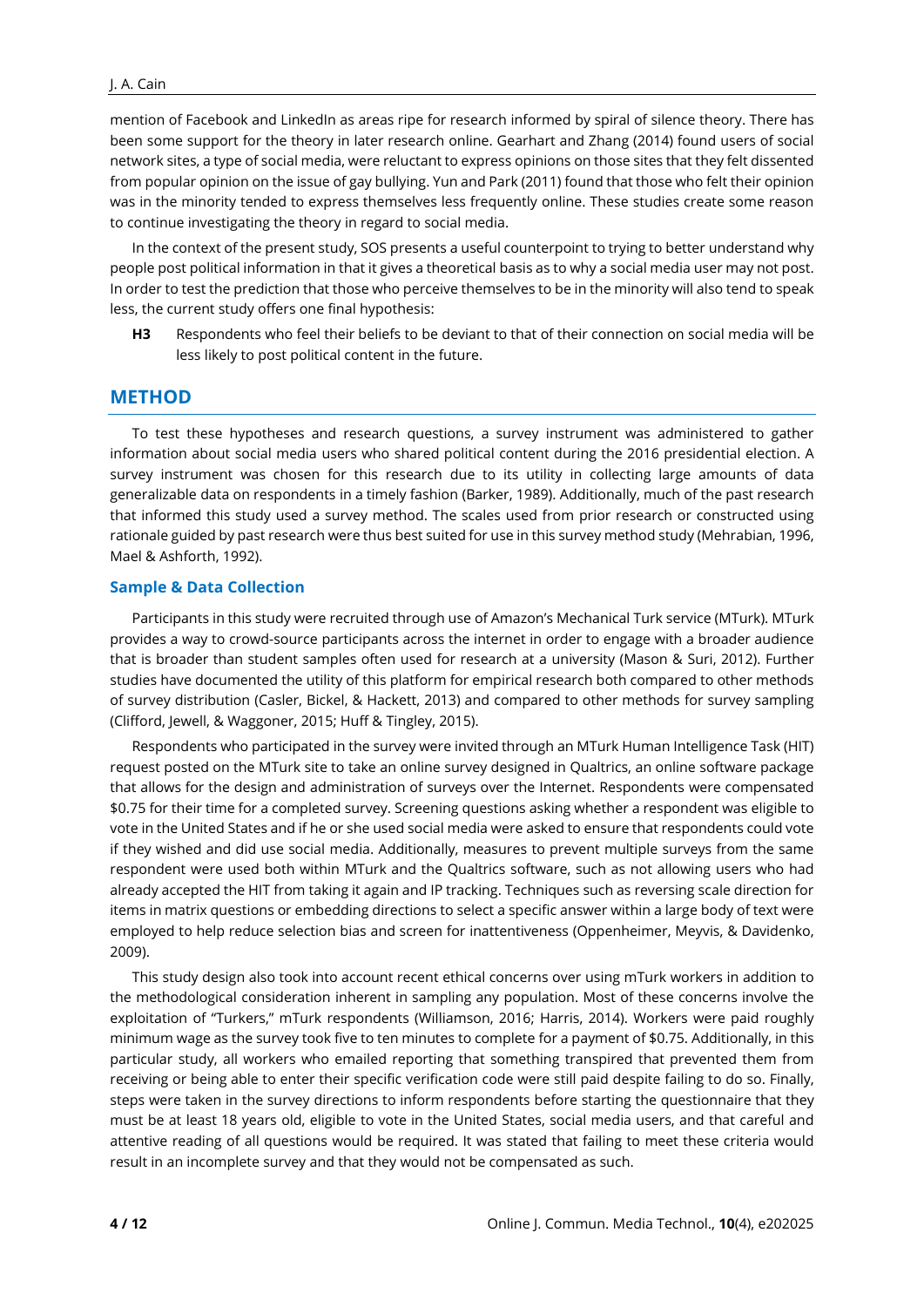mention of Facebook and LinkedIn as areas ripe for research informed by spiral of silence theory. There has been some support for the theory in later research online. Gearhart and Zhang (2014) found users of social network sites, a type of social media, were reluctant to express opinions on those sites that they felt dissented from popular opinion on the issue of gay bullying. Yun and Park (2011) found that those who felt their opinion was in the minority tended to express themselves less frequently online. These studies create some reason to continue investigating the theory in regard to social media.

In the context of the present study, SOS presents a useful counterpoint to trying to better understand why people post political information in that it gives a theoretical basis as to why a social media user may not post. In order to test the prediction that those who perceive themselves to be in the minority will also tend to speak less, the current study offers one final hypothesis:

**H3** Respondents who feel their beliefs to be deviant to that of their connection on social media will be less likely to post political content in the future.

## METHOD

To test these hypotheses and research questions, a survey instrument was administered to gather information about social media users who shared political content during the 2016 presidential election. A survey instrument was chosen for this research due to its utility in collecting large amounts of data generalizable data on respondents in a timely fashion (Barker, 1989). Additionally, much of the past research that informed this study used a survey method. The scales used from prior research or constructed using rationale guided by past research were thus best suited for use in this survey method study (Mehrabian, 1996, Mael & Ashforth, 1992).

### Sample & Data Collection

Participants in this study were recruited through use of Amazon's Mechanical Turk service (MTurk). MTurk provides a way to crowd-source participants across the internet in order to engage with a broader audience that is broader than student samples often used for research at a university (Mason & Suri, 2012). Further studies have documented the utility of this platform for empirical research both compared to other methods of survey distribution (Casler, Bickel, & Hackett, 2013) and compared to other methods for survey sampling (Clifford, Jewell, & Waggoner, 2015; Huff & Tingley, 2015).

Respondents who participated in the survey were invited through an MTurk Human Intelligence Task (HIT) request posted on the MTurk site to take an online survey designed in Qualtrics, an online software package that allows for the design and administration of surveys over the Internet. Respondents were compensated $0.75 for their time for a completed survey. Screening questions asking whether a respondent was eligible to vote in the United States and if he or she used social media were asked to ensure that respondents could vote if they wished and did use social media. Additionally, measures to prevent multiple surveys from the same respondent were used both within MTurk and the Qualtrics software, such as not allowing users who had already accepted the HIT from taking it again and IP tracking. Techniques such as reversing scale direction for items in matrix questions or embedding directions to select a specific answer within a large body of text were employed to help reduce selection bias and screen for inattentiveness (Oppenheimer, Meyvis, & Davidenko, 2009).

This study design also took into account recent ethical concerns over using mTurk workers in addition to the methodological consideration inherent in sampling any population. Most of these concerns involve the exploitation of "Turkers," mTurk respondents (Williamson, 2016; Harris, 2014). Workers were paid roughly minimum wage as the survey took five to ten minutes to complete for a payment of $0.75. Additionally, in this particular study, all workers who emailed reporting that something transpired that prevented them from receiving or being able to enter their specific verification code were still paid despite failing to do so. Finally, steps were taken in the survey directions to inform respondents before starting the questionnaire that they must be at least 18 years old, eligible to vote in the United States, social media users, and that careful and attentive reading of all questions would be required. It was stated that failing to meet these criteria would result in an incomplete survey and that they would not be compensated as such.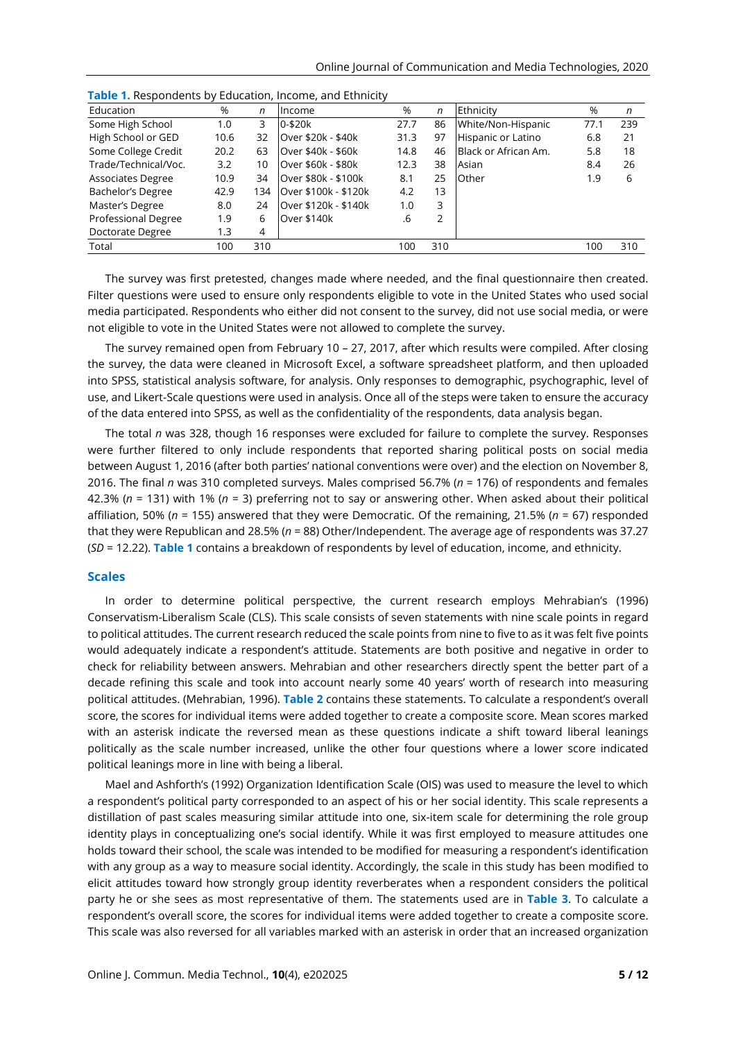**Table 1.** Respondents by Education, Income, and Ethnicity

| Education | % | *n* | Income | % | *n* | Ethnicity | % | *n* |
|---|---|---|---|---|---|---|---|---|
| Some High School | 1.0 | 3 | 0-$20k | 27.7 | 86 | White/Non-Hispanic | 77.1 | 239 |
| High School or GED | 10.6 | 32 | Over $20k - $40k | 31.3 | 97 | Hispanic or Latino | 6.8 | 21 |
| Some College Credit | 20.2 | 63 | Over $40k - $60k | 14.8 | 46 | Black or African Am. | 5.8 | 18 |
| Trade/Technical/Voc. | 3.2 | 10 | Over $60k - $80k | 12.3 | 38 | Asian | 8.4 | 26 |
| Associates Degree | 10.9 | 34 | Over $80k - $100k | 8.1 | 25 | Other | 1.9 | 6 |
| Bachelor's Degree | 42.9 | 134 | Over $100k - $120k | 4.2 | 13 | | | |
| Master's Degree | 8.0 | 24 | Over $120k - $140k | 1.0 | 3 | | | |
| Professional Degree | 1.9 | 6 | Over $140k | .6 | 2 | | | |
| Doctorate Degree | 1.3 | 4 | | | | | | |
| Total | 100 | 310 | | 100 | 310 | | 100 | 310 |

The survey was first pretested, changes made where needed, and the final questionnaire then created. Filter questions were used to ensure only respondents eligible to vote in the United States who used social media participated. Respondents who either did not consent to the survey, did not use social media, or were not eligible to vote in the United States were not allowed to complete the survey.

The survey remained open from February 10 – 27, 2017, after which results were compiled. After closing the survey, the data were cleaned in Microsoft Excel, a software spreadsheet platform, and then uploaded into SPSS, statistical analysis software, for analysis. Only responses to demographic, psychographic, level of use, and Likert-Scale questions were used in analysis. Once all of the steps were taken to ensure the accuracy of the data entered into SPSS, as well as the confidentiality of the respondents, data analysis began.

The total *n* was 328, though 16 responses were excluded for failure to complete the survey. Responses were further filtered to only include respondents that reported sharing political posts on social media between August 1, 2016 (after both parties' national conventions were over) and the election on November 8, 2016. The final *n* was 310 completed surveys. Males comprised 56.7% (*n* = 176) of respondents and females 42.3% (*n* = 131) with 1% (*n* = 3) preferring not to say or answering other. When asked about their political affiliation, 50% (*n* = 155) answered that they were Democratic. Of the remaining, 21.5% (*n* = 67) responded that they were Republican and 28.5% (*n* = 88) Other/Independent. The average age of respondents was 37.27 (*SD* = 12.22). **Table 1** contains a breakdown of respondents by level of education, income, and ethnicity.

## Scales

In order to determine political perspective, the current research employs Mehrabian's (1996) Conservatism-Liberalism Scale (CLS). This scale consists of seven statements with nine scale points in regard to political attitudes. The current research reduced the scale points from nine to five to as it was felt five points would adequately indicate a respondent's attitude. Statements are both positive and negative in order to check for reliability between answers. Mehrabian and other researchers directly spent the better part of a decade refining this scale and took into account nearly some 40 years' worth of research into measuring political attitudes. (Mehrabian, 1996). **Table 2** contains these statements. To calculate a respondent's overall score, the scores for individual items were added together to create a composite score. Mean scores marked with an asterisk indicate the reversed mean as these questions indicate a shift toward liberal leanings politically as the scale number increased, unlike the other four questions where a lower score indicated political leanings more in line with being a liberal.

Mael and Ashforth's (1992) Organization Identification Scale (OIS) was used to measure the level to which a respondent's political party corresponded to an aspect of his or her social identity. This scale represents a distillation of past scales measuring similar attitude into one, six-item scale for determining the role group identity plays in conceptualizing one's social identify. While it was first employed to measure attitudes one holds toward their school, the scale was intended to be modified for measuring a respondent's identification with any group as a way to measure social identity. Accordingly, the scale in this study has been modified to elicit attitudes toward how strongly group identity reverberates when a respondent considers the political party he or she sees as most representative of them. The statements used are in **Table 3**. To calculate a respondent's overall score, the scores for individual items were added together to create a composite score. This scale was also reversed for all variables marked with an asterisk in order that an increased organization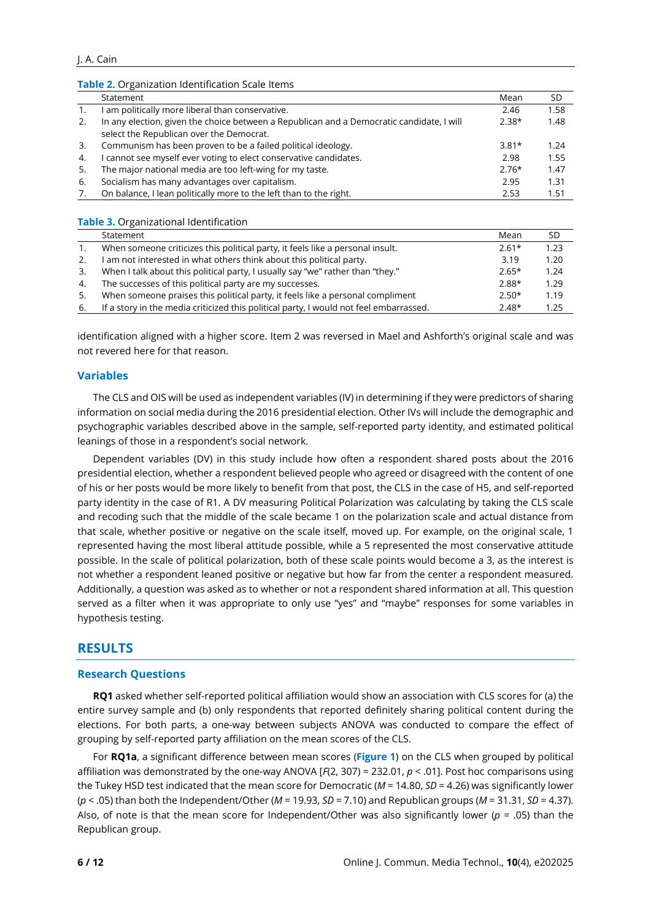**Table 2.** Organization Identification Scale Items

| | Statement | Mean | SD |
|---|---|---|---|
| 1. | I am politically more liberal than conservative. | 2.46 | 1.58 |
| 2. | In any election, given the choice between a Republican and a Democratic candidate, I will select the Republican over the Democrat. | 2.38* | 1.48 |
| 3. | Communism has been proven to be a failed political ideology. | 3.81* | 1.24 |
| 4. | I cannot see myself ever voting to elect conservative candidates. | 2.98 | 1.55 |
| 5. | The major national media are too left-wing for my taste. | 2.76* | 1.47 |
| 6. | Socialism has many advantages over capitalism. | 2.95 | 1.31 |
| 7. | On balance, I lean politically more to the left than to the right. | 2.53 | 1.51 |

**Table 3.** Organizational Identification

| | Statement | Mean | SD |
|---|---|---|---|
| 1. | When someone criticizes this political party, it feels like a personal insult. | 2.61* | 1.23 |
| 2. | I am not interested in what others think about this political party. | 3.19 | 1.20 |
| 3. | When I talk about this political party, I usually say "we" rather than "they." | 2.65* | 1.24 |
| 4. | The successes of this political party are my successes. | 2.88* | 1.29 |
| 5. | When someone praises this political party, it feels like a personal compliment | 2.50* | 1.19 |
| 6. | If a story in the media criticized this political party, I would not feel embarrassed. | 2.48* | 1.25 |

identification aligned with a higher score. Item 2 was reversed in Mael and Ashforth's original scale and was not revered here for that reason.

### Variables

The CLS and OIS will be used as independent variables (IV) in determining if they were predictors of sharing information on social media during the 2016 presidential election. Other IVs will include the demographic and psychographic variables described above in the sample, self-reported party identity, and estimated political leanings of those in a respondent's social network.

Dependent variables (DV) in this study include how often a respondent shared posts about the 2016 presidential election, whether a respondent believed people who agreed or disagreed with the content of one of his or her posts would be more likely to benefit from that post, the CLS in the case of H5, and self-reported party identity in the case of R1. A DV measuring Political Polarization was calculating by taking the CLS scale and recoding such that the middle of the scale became 1 on the polarization scale and actual distance from that scale, whether positive or negative on the scale itself, moved up. For example, on the original scale, 1 represented having the most liberal attitude possible, while a 5 represented the most conservative attitude possible. In the scale of political polarization, both of these scale points would become a 3, as the interest is not whether a respondent leaned positive or negative but how far from the center a respondent measured. Additionally, a question was asked as to whether or not a respondent shared information at all. This question served as a filter when it was appropriate to only use "yes" and "maybe" responses for some variables in hypothesis testing.

## RESULTS

### Research Questions

**RQ1** asked whether self-reported political affiliation would show an association with CLS scores for (a) the entire survey sample and (b) only respondents that reported definitely sharing political content during the elections. For both parts, a one-way between subjects ANOVA was conducted to compare the effect of grouping by self-reported party affiliation on the mean scores of the CLS.

For **RQ1a**, a significant difference between mean scores (**Figure 1**) on the CLS when grouped by political affiliation was demonstrated by the one-way ANOVA [$F(2, 307) = 232.01$, $p < .01$]. Post hoc comparisons using the Tukey HSD test indicated that the mean score for Democratic ($M = 14.80$, $SD = 4.26$) was significantly lower ($p < .05$) than both the Independent/Other ($M = 19.93$, $SD = 7.10$) and Republican groups ($M = 31.31$, $SD = 4.37$). Also, of note is that the mean score for Independent/Other was also significantly lower ($p = .05$) than the Republican group.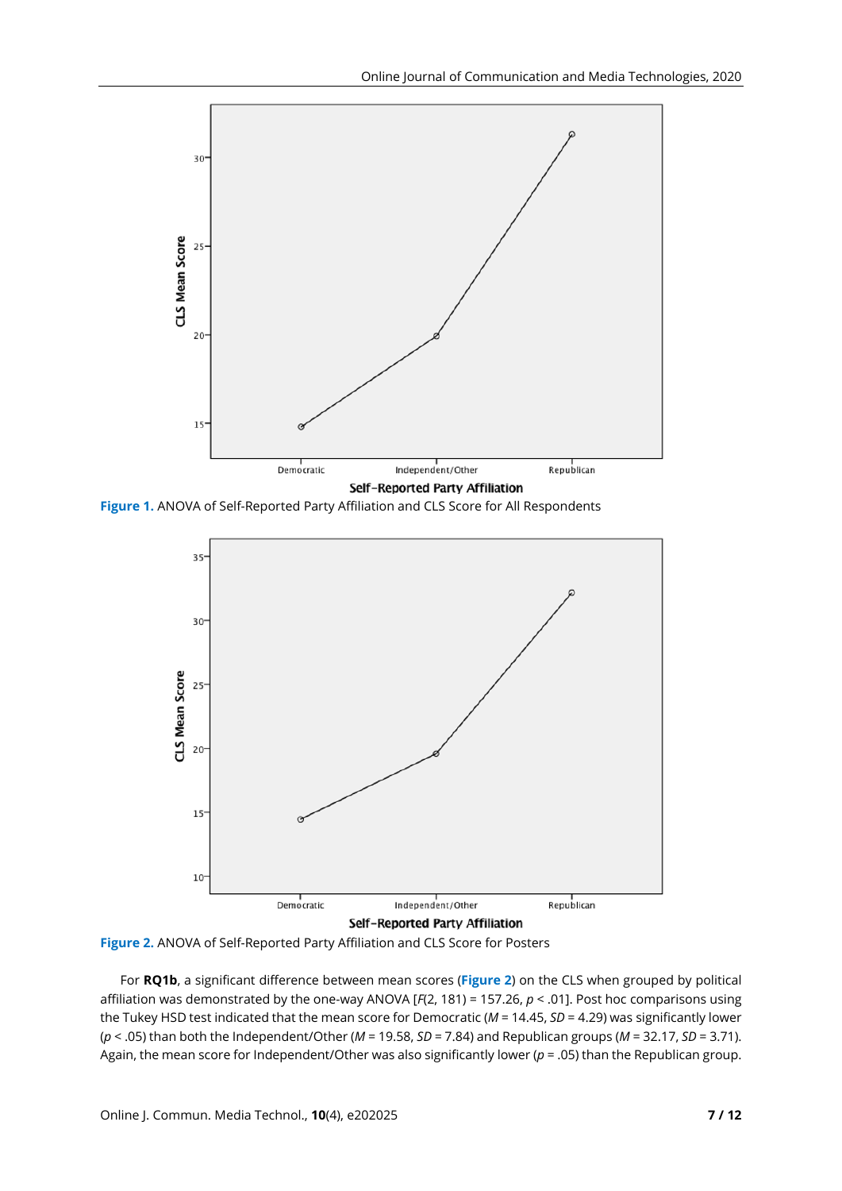CLS Mean Score

30
25
20
15

Democratic
Independent/Other
Republican

Self-Reported Party Affiliation

**Figure 1.** ANOVA of Self-Reported Party Affiliation and CLS Score for All Respondents

CLS Mean Score

35
30
25
20
15
10

Democratic
Independent/Other
Republican

Self-Reported Party Affiliation

**Figure 2.** ANOVA of Self-Reported Party Affiliation and CLS Score for Posters

For **RQ1b**, a significant difference between mean scores (**Figure 2**) on the CLS when grouped by political affiliation was demonstrated by the one-way ANOVA [$F(2, 181) = 157.26$, $p < .01$]. Post hoc comparisons using the Tukey HSD test indicated that the mean score for Democratic ($M = 14.45$, $SD = 4.29$) was significantly lower ($p < .05$) than both the Independent/Other ($M = 19.58$, $SD = 7.84$) and Republican groups ($M = 32.17$, $SD = 3.71$). Again, the mean score for Independent/Other was also significantly lower ($p = .05$) than the Republican group.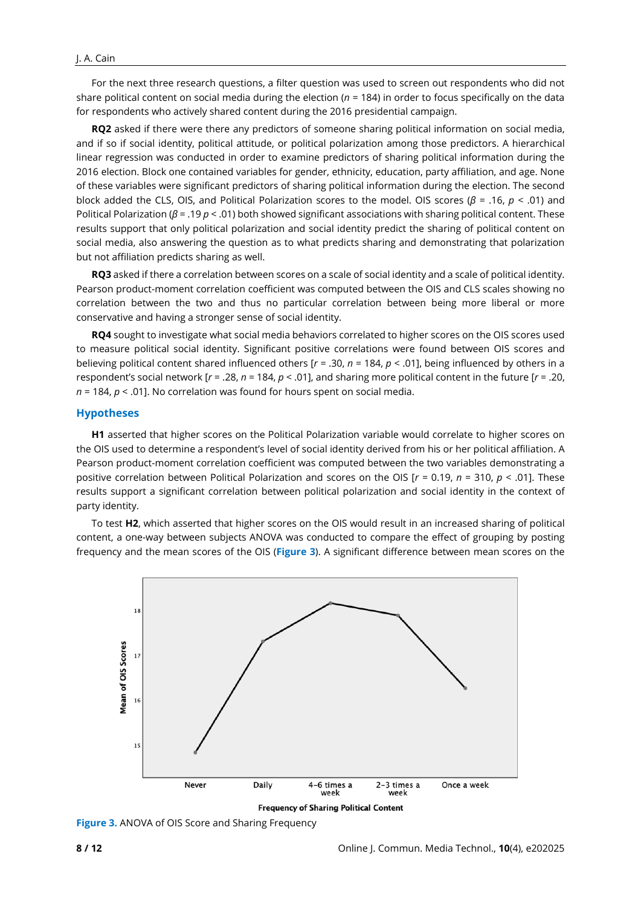For the next three research questions, a filter question was used to screen out respondents who did not share political content on social media during the election ($n$ = 184) in order to focus specifically on the data for respondents who actively shared content during the 2016 presidential campaign.

**RQ2** asked if there were there any predictors of someone sharing political information on social media, and if so if social identity, political attitude, or political polarization among those predictors. A hierarchical linear regression was conducted in order to examine predictors of sharing political information during the 2016 election. Block one contained variables for gender, ethnicity, education, party affiliation, and age. None of these variables were significant predictors of sharing political information during the election. The second block added the CLS, OIS, and Political Polarization scores to the model. OIS scores ($\beta$ = .16, $p$ < .01) and Political Polarization ($\beta$ = .19 $p$ < .01) both showed significant associations with sharing political content. These results support that only political polarization and social identity predict the sharing of political content on social media, also answering the question as to what predicts sharing and demonstrating that polarization but not affiliation predicts sharing as well.

**RQ3** asked if there a correlation between scores on a scale of social identity and a scale of political identity. Pearson product-moment correlation coefficient was computed between the OIS and CLS scales showing no correlation between the two and thus no particular correlation between being more liberal or more conservative and having a stronger sense of social identity.

**RQ4** sought to investigate what social media behaviors correlated to higher scores on the OIS scores used to measure political social identity. Significant positive correlations were found between OIS scores and believing political content shared influenced others [$r$ = .30, $n$ = 184, $p$ < .01], being influenced by others in a respondent's social network [$r$ = .28, $n$ = 184, $p$ < .01], and sharing more political content in the future [$r$ = .20, $n$ = 184, $p$ < .01]. No correlation was found for hours spent on social media.

## Hypotheses

**H1** asserted that higher scores on the Political Polarization variable would correlate to higher scores on the OIS used to determine a respondent's level of social identity derived from his or her political affiliation. A Pearson product-moment correlation coefficient was computed between the two variables demonstrating a positive correlation between Political Polarization and scores on the OIS [$r$ = 0.19, $n$ = 310, $p$ < .01]. These results support a significant correlation between political polarization and social identity in the context of party identity.

To test **H2**, which asserted that higher scores on the OIS would result in an increased sharing of political content, a one-way between subjects ANOVA was conducted to compare the effect of grouping by posting frequency and the mean scores of the OIS (**Figure 3**). A significant difference between mean scores on the

Mean of OIS Scores
18
17
16
15
Never
Daily
4-6 times a week
2-3 times a week
Once a week
Frequency of Sharing Political Content

**Figure 3.** ANOVA of OIS Score and Sharing Frequency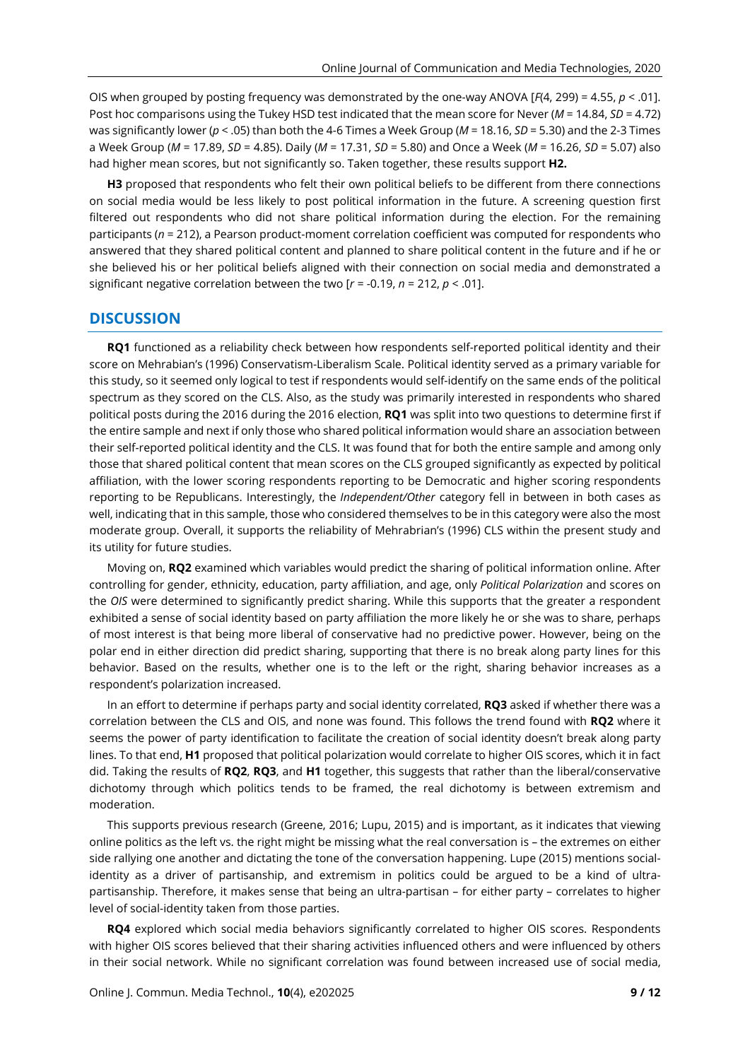OIS when grouped by posting frequency was demonstrated by the one-way ANOVA [$F(4, 299) = 4.55$, $p < .01$]. Post hoc comparisons using the Tukey HSD test indicated that the mean score for Never ($M = 14.84$, $SD = 4.72$) was significantly lower ($p < .05$) than both the 4-6 Times a Week Group ($M = 18.16$, $SD = 5.30$) and the 2-3 Times a Week Group ($M = 17.89$, $SD = 4.85$). Daily ($M = 17.31$, $SD = 5.80$) and Once a Week ($M = 16.26$, $SD = 5.07$) also had higher mean scores, but not significantly so. Taken together, these results support **H2.**

**H3** proposed that respondents who felt their own political beliefs to be different from there connections on social media would be less likely to post political information in the future. A screening question first filtered out respondents who did not share political information during the election. For the remaining participants ($n = 212$), a Pearson product-moment correlation coefficient was computed for respondents who answered that they shared political content and planned to share political content in the future and if he or she believed his or her political beliefs aligned with their connection on social media and demonstrated a significant negative correlation between the two [$r = -0.19$, $n = 212$, $p < .01$].

## DISCUSSION

**RQ1** functioned as a reliability check between how respondents self-reported political identity and their score on Mehrabian's (1996) Conservatism-Liberalism Scale. Political identity served as a primary variable for this study, so it seemed only logical to test if respondents would self-identify on the same ends of the political spectrum as they scored on the CLS. Also, as the study was primarily interested in respondents who shared political posts during the 2016 during the 2016 election, **RQ1** was split into two questions to determine first if the entire sample and next if only those who shared political information would share an association between their self-reported political identity and the CLS. It was found that for both the entire sample and among only those that shared political content that mean scores on the CLS grouped significantly as expected by political affiliation, with the lower scoring respondents reporting to be Democratic and higher scoring respondents reporting to be Republicans. Interestingly, the *Independent/Other* category fell in between in both cases as well, indicating that in this sample, those who considered themselves to be in this category were also the most moderate group. Overall, it supports the reliability of Mehrabian's (1996) CLS within the present study and its utility for future studies.

Moving on, **RQ2** examined which variables would predict the sharing of political information online. After controlling for gender, ethnicity, education, party affiliation, and age, only *Political Polarization* and scores on the *OIS* were determined to significantly predict sharing. While this supports that the greater a respondent exhibited a sense of social identity based on party affiliation the more likely he or she was to share, perhaps of most interest is that being more liberal of conservative had no predictive power. However, being on the polar end in either direction did predict sharing, supporting that there is no break along party lines for this behavior. Based on the results, whether one is to the left or the right, sharing behavior increases as a respondent's polarization increased.

In an effort to determine if perhaps party and social identity correlated, **RQ3** asked if whether there was a correlation between the CLS and OIS, and none was found. This follows the trend found with **RQ2** where it seems the power of party identification to facilitate the creation of social identity doesn't break along party lines. To that end, **H1** proposed that political polarization would correlate to higher OIS scores, which it in fact did. Taking the results of **RQ2**, **RQ3**, and **H1** together, this suggests that rather than the liberal/conservative dichotomy through which politics tends to be framed, the real dichotomy is between extremism and moderation.

This supports previous research (Greene, 2016; Lupu, 2015) and is important, as it indicates that viewing online politics as the left vs. the right might be missing what the real conversation is – the extremes on either side rallying one another and dictating the tone of the conversation happening. Lupe (2015) mentions social-identity as a driver of partisanship, and extremism in politics could be argued to be a kind of ultra-partisanship. Therefore, it makes sense that being an ultra-partisan – for either party – correlates to higher level of social-identity taken from those parties.

**RQ4** explored which social media behaviors significantly correlated to higher OIS scores. Respondents with higher OIS scores believed that their sharing activities influenced others and were influenced by others in their social network. While no significant correlation was found between increased use of social media,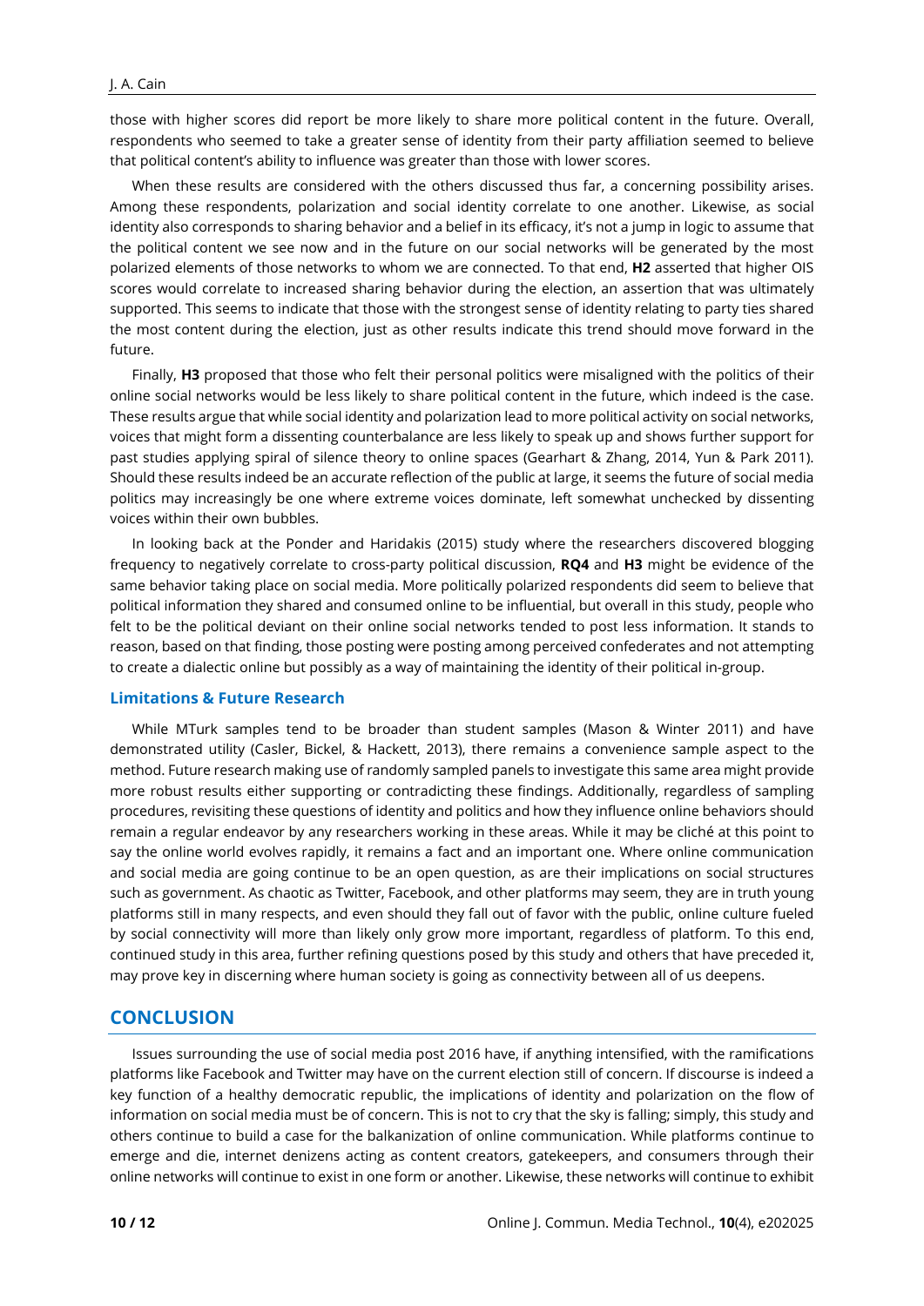those with higher scores did report be more likely to share more political content in the future. Overall, respondents who seemed to take a greater sense of identity from their party affiliation seemed to believe that political content's ability to influence was greater than those with lower scores.

When these results are considered with the others discussed thus far, a concerning possibility arises. Among these respondents, polarization and social identity correlate to one another. Likewise, as social identity also corresponds to sharing behavior and a belief in its efficacy, it's not a jump in logic to assume that the political content we see now and in the future on our social networks will be generated by the most polarized elements of those networks to whom we are connected. To that end, **H2** asserted that higher OIS scores would correlate to increased sharing behavior during the election, an assertion that was ultimately supported. This seems to indicate that those with the strongest sense of identity relating to party ties shared the most content during the election, just as other results indicate this trend should move forward in the future.

Finally, **H3** proposed that those who felt their personal politics were misaligned with the politics of their online social networks would be less likely to share political content in the future, which indeed is the case. These results argue that while social identity and polarization lead to more political activity on social networks, voices that might form a dissenting counterbalance are less likely to speak up and shows further support for past studies applying spiral of silence theory to online spaces (Gearhart & Zhang, 2014, Yun & Park 2011). Should these results indeed be an accurate reflection of the public at large, it seems the future of social media politics may increasingly be one where extreme voices dominate, left somewhat unchecked by dissenting voices within their own bubbles.

In looking back at the Ponder and Haridakis (2015) study where the researchers discovered blogging frequency to negatively correlate to cross-party political discussion, **RQ4** and **H3** might be evidence of the same behavior taking place on social media. More politically polarized respondents did seem to believe that political information they shared and consumed online to be influential, but overall in this study, people who felt to be the political deviant on their online social networks tended to post less information. It stands to reason, based on that finding, those posting were posting among perceived confederates and not attempting to create a dialectic online but possibly as a way of maintaining the identity of their political in-group.

### Limitations & Future Research

While MTurk samples tend to be broader than student samples (Mason & Winter 2011) and have demonstrated utility (Casler, Bickel, & Hackett, 2013), there remains a convenience sample aspect to the method. Future research making use of randomly sampled panels to investigate this same area might provide more robust results either supporting or contradicting these findings. Additionally, regardless of sampling procedures, revisiting these questions of identity and politics and how they influence online behaviors should remain a regular endeavor by any researchers working in these areas. While it may be cliché at this point to say the online world evolves rapidly, it remains a fact and an important one. Where online communication and social media are going continue to be an open question, as are their implications on social structures such as government. As chaotic as Twitter, Facebook, and other platforms may seem, they are in truth young platforms still in many respects, and even should they fall out of favor with the public, online culture fueled by social connectivity will more than likely only grow more important, regardless of platform. To this end, continued study in this area, further refining questions posed by this study and others that have preceded it, may prove key in discerning where human society is going as connectivity between all of us deepens.

## CONCLUSION

Issues surrounding the use of social media post 2016 have, if anything intensified, with the ramifications platforms like Facebook and Twitter may have on the current election still of concern. If discourse is indeed a key function of a healthy democratic republic, the implications of identity and polarization on the flow of information on social media must be of concern. This is not to cry that the sky is falling; simply, this study and others continue to build a case for the balkanization of online communication. While platforms continue to emerge and die, internet denizens acting as content creators, gatekeepers, and consumers through their online networks will continue to exist in one form or another. Likewise, these networks will continue to exhibit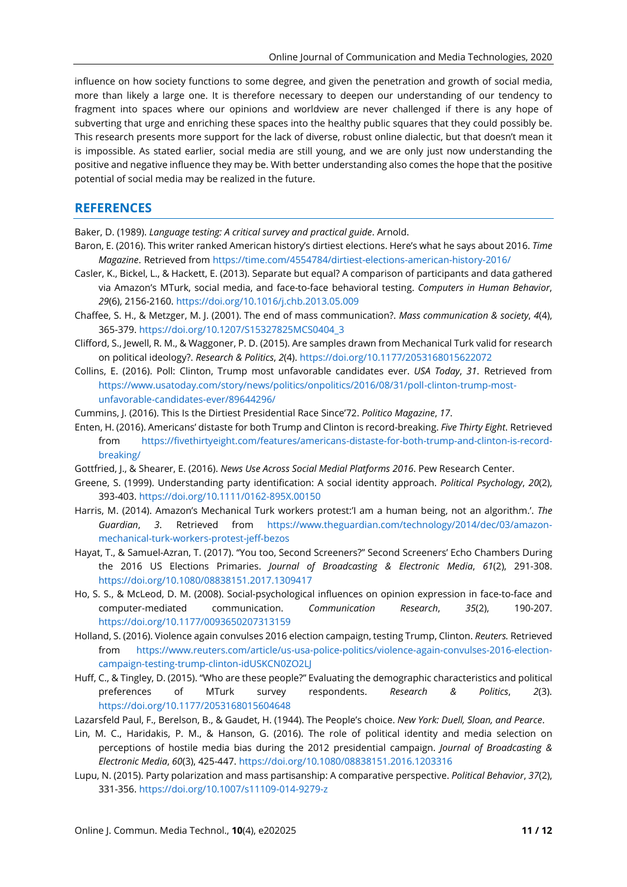influence on how society functions to some degree, and given the penetration and growth of social media, more than likely a large one. It is therefore necessary to deepen our understanding of our tendency to fragment into spaces where our opinions and worldview are never challenged if there is any hope of subverting that urge and enriching these spaces into the healthy public squares that they could possibly be. This research presents more support for the lack of diverse, robust online dialectic, but that doesn't mean it is impossible. As stated earlier, social media are still young, and we are only just now understanding the positive and negative influence they may be. With better understanding also comes the hope that the positive potential of social media may be realized in the future.

## REFERENCES

Baker, D. (1989). *Language testing: A critical survey and practical guide*. Arnold.

Baron, E. (2016). This writer ranked American history's dirtiest elections. Here's what he says about 2016. *Time Magazine*. Retrieved from https://time.com/4554784/dirtiest-elections-american-history-2016/

Casler, K., Bickel, L., & Hackett, E. (2013). Separate but equal? A comparison of participants and data gathered via Amazon's MTurk, social media, and face-to-face behavioral testing. *Computers in Human Behavior*, *29*(6), 2156-2160. https://doi.org/10.1016/j.chb.2013.05.009

Chaffee, S. H., & Metzger, M. J. (2001). The end of mass communication?. *Mass communication & society*, *4*(4), 365-379. https://doi.org/10.1207/S15327825MCS0404_3

Clifford, S., Jewell, R. M., & Waggoner, P. D. (2015). Are samples drawn from Mechanical Turk valid for research on political ideology?. *Research & Politics*, *2*(4). https://doi.org/10.1177/2053168015622072

Collins, E. (2016). Poll: Clinton, Trump most unfavorable candidates ever. *USA Today*, *31*. Retrieved from https://www.usatoday.com/story/news/politics/onpolitics/2016/08/31/poll-clinton-trump-most-unfavorable-candidates-ever/89644296/

Cummins, J. (2016). This Is the Dirtiest Presidential Race Since'72. *Politico Magazine*, *17*.

Enten, H. (2016). Americans' distaste for both Trump and Clinton is record-breaking. *Five Thirty Eight*. Retrieved from https://fivethirtyeight.com/features/americans-distaste-for-both-trump-and-clinton-is-record-breaking/

Gottfried, J., & Shearer, E. (2016). *News Use Across Social Medial Platforms 2016*. Pew Research Center.

Greene, S. (1999). Understanding party identification: A social identity approach. *Political Psychology*, *20*(2), 393-403. https://doi.org/10.1111/0162-895X.00150

Harris, M. (2014). Amazon's Mechanical Turk workers protest:'I am a human being, not an algorithm.'. *The Guardian*, *3*. Retrieved from https://www.theguardian.com/technology/2014/dec/03/amazon-mechanical-turk-workers-protest-jeff-bezos

Hayat, T., & Samuel-Azran, T. (2017). "You too, Second Screeners?" Second Screeners' Echo Chambers During the 2016 US Elections Primaries. *Journal of Broadcasting & Electronic Media*, *61*(2), 291-308. https://doi.org/10.1080/08838151.2017.1309417

Ho, S. S., & McLeod, D. M. (2008). Social-psychological influences on opinion expression in face-to-face and computer-mediated communication. *Communication Research*, *35*(2), 190-207. https://doi.org/10.1177/0093650207313159

Holland, S. (2016). Violence again convulses 2016 election campaign, testing Trump, Clinton. *Reuters.* Retrieved from https://www.reuters.com/article/us-usa-police-politics/violence-again-convulses-2016-election-campaign-testing-trump-clinton-idUSKCN0ZO2LJ

Huff, C., & Tingley, D. (2015). "Who are these people?" Evaluating the demographic characteristics and political preferences of MTurk survey respondents. *Research & Politics*, *2*(3). https://doi.org/10.1177/2053168015604648

Lazarsfeld Paul, F., Berelson, B., & Gaudet, H. (1944). The People's choice. *New York: Duell, Sloan, and Pearce*.

Lin, M. C., Haridakis, P. M., & Hanson, G. (2016). The role of political identity and media selection on perceptions of hostile media bias during the 2012 presidential campaign. *Journal of Broadcasting & Electronic Media*, *60*(3), 425-447. https://doi.org/10.1080/08838151.2016.1203316

Lupu, N. (2015). Party polarization and mass partisanship: A comparative perspective. *Political Behavior*, *37*(2), 331-356. https://doi.org/10.1007/s11109-014-9279-z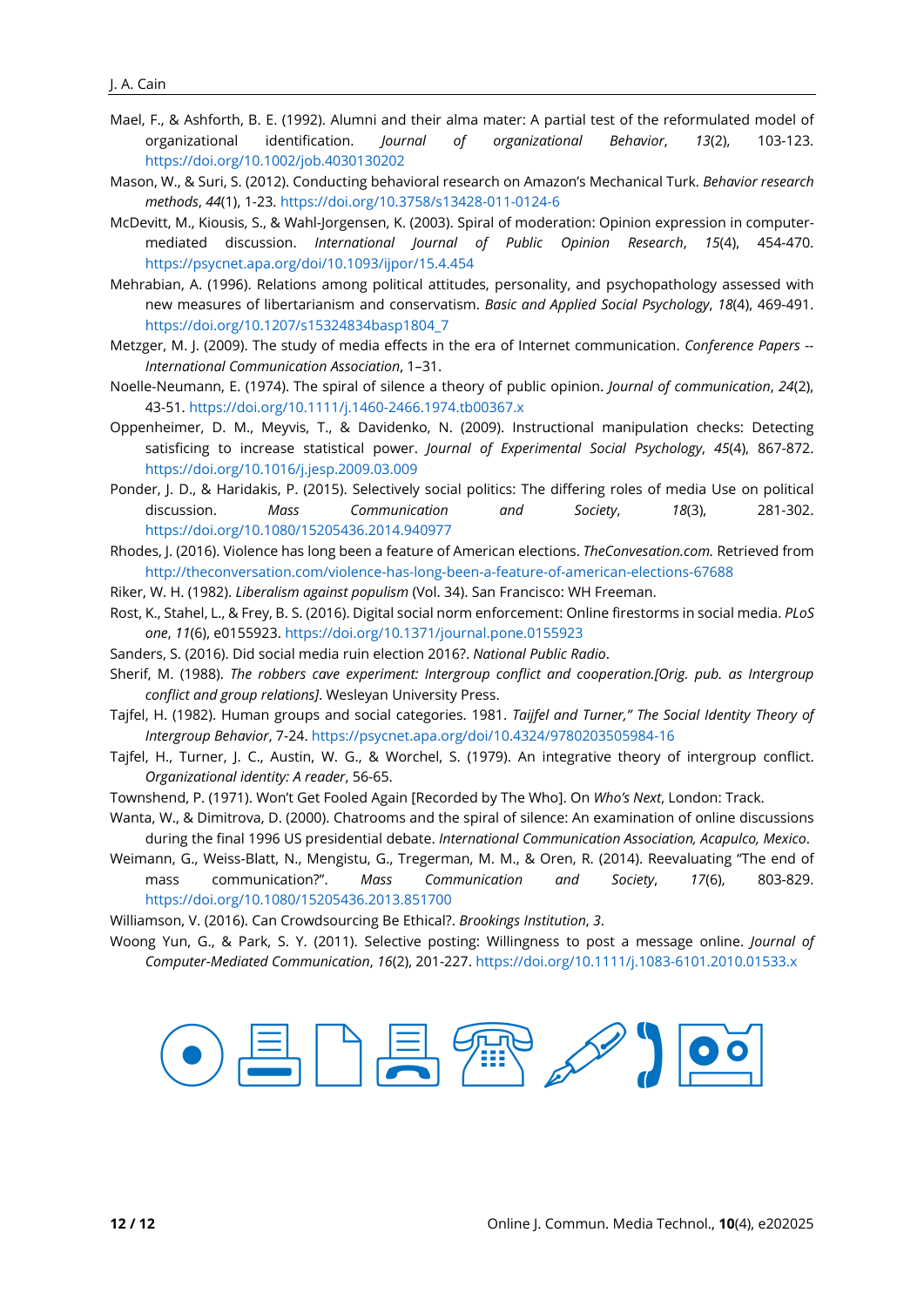Mael, F., & Ashforth, B. E. (1992). Alumni and their alma mater: A partial test of the reformulated model of organizational identification. *Journal of organizational Behavior*, *13*(2), 103-123. https://doi.org/10.1002/job.4030130202

Mason, W., & Suri, S. (2012). Conducting behavioral research on Amazon's Mechanical Turk. *Behavior research methods*, *44*(1), 1-23. https://doi.org/10.3758/s13428-011-0124-6

McDevitt, M., Kiousis, S., & Wahl-Jorgensen, K. (2003). Spiral of moderation: Opinion expression in computer-mediated discussion. *International Journal of Public Opinion Research*, *15*(4), 454-470. https://psycnet.apa.org/doi/10.1093/ijpor/15.4.454

Mehrabian, A. (1996). Relations among political attitudes, personality, and psychopathology assessed with new measures of libertarianism and conservatism. *Basic and Applied Social Psychology*, *18*(4), 469-491. https://doi.org/10.1207/s15324834basp1804_7

Metzger, M. J. (2009). The study of media effects in the era of Internet communication. *Conference Papers -- International Communication Association*, 1–31.

Noelle-Neumann, E. (1974). The spiral of silence a theory of public opinion. *Journal of communication*, *24*(2), 43-51. https://doi.org/10.1111/j.1460-2466.1974.tb00367.x

Oppenheimer, D. M., Meyvis, T., & Davidenko, N. (2009). Instructional manipulation checks: Detecting satisficing to increase statistical power. *Journal of Experimental Social Psychology*, *45*(4), 867-872. https://doi.org/10.1016/j.jesp.2009.03.009

Ponder, J. D., & Haridakis, P. (2015). Selectively social politics: The differing roles of media Use on political discussion. *Mass Communication and Society*, *18*(3), 281-302. https://doi.org/10.1080/15205436.2014.940977

Rhodes, J. (2016). Violence has long been a feature of American elections. *TheConvesation.com.* Retrieved from http://theconversation.com/violence-has-long-been-a-feature-of-american-elections-67688

Riker, W. H. (1982). *Liberalism against populism* (Vol. 34). San Francisco: WH Freeman.

Rost, K., Stahel, L., & Frey, B. S. (2016). Digital social norm enforcement: Online firestorms in social media. *PLoS one*, *11*(6), e0155923. https://doi.org/10.1371/journal.pone.0155923

Sanders, S. (2016). Did social media ruin election 2016?. *National Public Radio*.

Sherif, M. (1988). *The robbers cave experiment: Intergroup conflict and cooperation.[Orig. pub. as Intergroup conflict and group relations]*. Wesleyan University Press.

Tajfel, H. (1982). Human groups and social categories. 1981. *Taijfel and Turner," The Social Identity Theory of Intergroup Behavior*, 7-24. https://psycnet.apa.org/doi/10.4324/9780203505984-16

Tajfel, H., Turner, J. C., Austin, W. G., & Worchel, S. (1979). An integrative theory of intergroup conflict. *Organizational identity: A reader*, 56-65.

Townshend, P. (1971). Won't Get Fooled Again [Recorded by The Who]. On *Who's Next*, London: Track.

Wanta, W., & Dimitrova, D. (2000). Chatrooms and the spiral of silence: An examination of online discussions during the final 1996 US presidential debate. *International Communication Association, Acapulco, Mexico*.

Weimann, G., Weiss-Blatt, N., Mengistu, G., Tegerman, M. M., & Oren, R. (2014). Reevaluating "The end of mass communication?". *Mass Communication and Society*, *17*(6), 803-829. https://doi.org/10.1080/15205436.2013.851700

Williamson, V. (2016). Can Crowdsourcing Be Ethical?. *Brookings Institution*, *3*.

Woong Yun, G., & Park, S. Y. (2011). Selective posting: Willingness to post a message online. *Journal of Computer-Mediated Communication*, *16*(2), 201-227. https://doi.org/10.1111/j.1083-6101.2010.01533.x